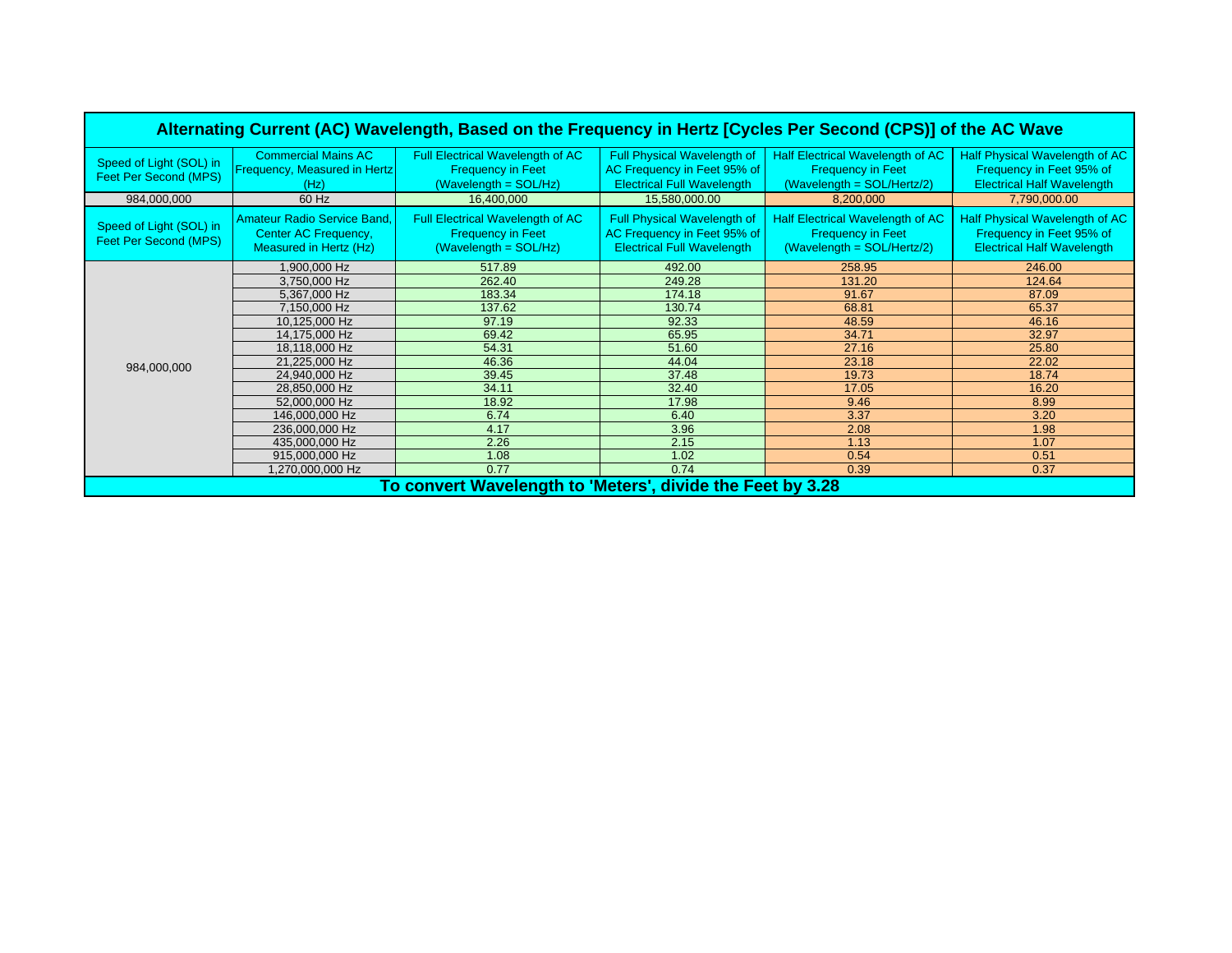| Alternating Current (AC) Wavelength, Based on the Frequency in Hertz [Cycles Per Second (CPS)] of the AC Wave | | | | | |
|---|---|---|---|---|---|
| Speed of Light (SOL) in Feet Per Second (MPS) | Commercial Mains AC Frequency, Measured in Hertz (Hz) | Full Electrical Wavelength of AC Frequency in Feet (Wavelength = SOL/Hz) | Full Physical Wavelength of AC Frequency in Feet 95% of Electrical Full Wavelength | Half Electrical Wavelength of AC Frequency in Feet (Wavelength = SOL/Hertz/2) | Half Physical Wavelength of AC Frequency in Feet 95% of Electrical Half Wavelength |
| 984,000,000 | 60 Hz | 16,400,000 | 15,580,000.00 | 8,200,000 | 7,790,000.00 |
| Speed of Light (SOL) in Feet Per Second (MPS) | Amateur Radio Service Band, Center AC Frequency, Measured in Hertz (Hz) | Full Electrical Wavelength of AC Frequency in Feet (Wavelength = SOL/Hz) | Full Physical Wavelength of AC Frequency in Feet 95% of Electrical Full Wavelength | Half Electrical Wavelength of AC Frequency in Feet (Wavelength = SOL/Hertz/2) | Half Physical Wavelength of AC Frequency in Feet 95% of Electrical Half Wavelength |
| 984,000,000 | 1,900,000 Hz | 517.89 | 492.00 | 258.95 | 246.00 |
| | 3,750,000 Hz | 262.40 | 249.28 | 131.20 | 124.64 |
| | 5,367,000 Hz | 183.34 | 174.18 | 91.67 | 87.09 |
| | 7,150,000 Hz | 137.62 | 130.74 | 68.81 | 65.37 |
| | 10,125,000 Hz | 97.19 | 92.33 | 48.59 | 46.16 |
| | 14,175,000 Hz | 69.42 | 65.95 | 34.71 | 32.97 |
| | 18,118,000 Hz | 54.31 | 51.60 | 27.16 | 25.80 |
| | 21,225,000 Hz | 46.36 | 44.04 | 23.18 | 22.02 |
| | 24,940,000 Hz | 39.45 | 37.48 | 19.73 | 18.74 |
| | 28,850,000 Hz | 34.11 | 32.40 | 17.05 | 16.20 |
| | 52,000,000 Hz | 18.92 | 17.98 | 9.46 | 8.99 |
| | 146,000,000 Hz | 6.74 | 6.40 | 3.37 | 3.20 |
| | 236,000,000 Hz | 4.17 | 3.96 | 2.08 | 1.98 |
| | 435,000,000 Hz | 2.26 | 2.15 | 1.13 | 1.07 |
| | 915,000,000 Hz | 1.08 | 1.02 | 0.54 | 0.51 |
| | 1,270,000,000 Hz | 0.77 | 0.74 | 0.39 | 0.37 |
| To convert Wavelength to 'Meters', divide the Feet by 3.28 | | | | | |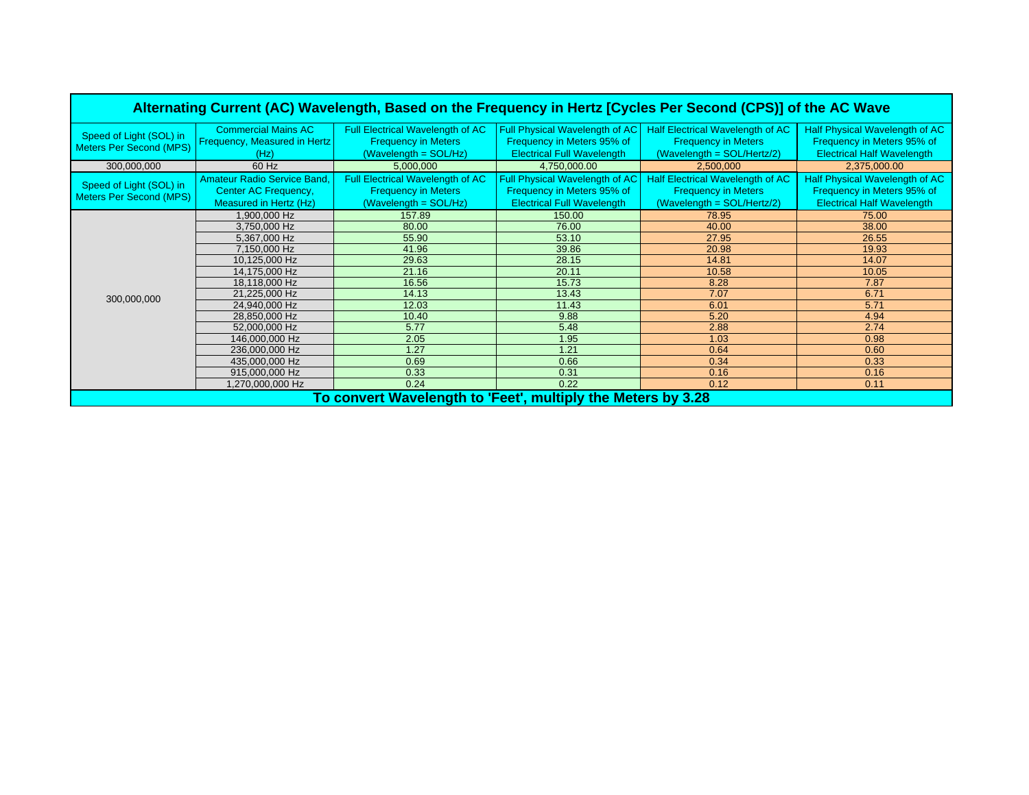| Alternating Current (AC) Wavelength, Based on the Frequency in Hertz [Cycles Per Second (CPS)] of the AC Wave | | | | | |
|---|---|---|---|---|---|
| Speed of Light (SOL) in Meters Per Second (MPS) | Commercial Mains AC Frequency, Measured in Hertz (Hz) | Full Electrical Wavelength of AC Frequency in Meters (Wavelength = SOL/Hz) | Full Physical Wavelength of AC Frequency in Meters 95% of Electrical Full Wavelength | Half Electrical Wavelength of AC Frequency in Meters (Wavelength = SOL/Hertz/2) | Half Physical Wavelength of AC Frequency in Meters 95% of Electrical Half Wavelength |
| 300,000,000 | 60 Hz | 5,000,000 | 4,750,000.00 | 2,500,000 | 2,375,000.00 |
| Speed of Light (SOL) in Meters Per Second (MPS) | Amateur Radio Service Band, Center AC Frequency, Measured in Hertz (Hz) | Full Electrical Wavelength of AC Frequency in Meters (Wavelength = SOL/Hz) | Full Physical Wavelength of AC Frequency in Meters 95% of Electrical Full Wavelength | Half Electrical Wavelength of AC Frequency in Meters (Wavelength = SOL/Hertz/2) | Half Physical Wavelength of AC Frequency in Meters 95% of Electrical Half Wavelength |
| 300,000,000 | 1,900,000 Hz | 157.89 | 150.00 | 78.95 | 75.00 |
| | 3,750,000 Hz | 80.00 | 76.00 | 40.00 | 38.00 |
| | 5,367,000 Hz | 55.90 | 53.10 | 27.95 | 26.55 |
| | 7,150,000 Hz | 41.96 | 39.86 | 20.98 | 19.93 |
| | 10,125,000 Hz | 29.63 | 28.15 | 14.81 | 14.07 |
| | 14,175,000 Hz | 21.16 | 20.11 | 10.58 | 10.05 |
| | 18,118,000 Hz | 16.56 | 15.73 | 8.28 | 7.87 |
| | 21,225,000 Hz | 14.13 | 13.43 | 7.07 | 6.71 |
| | 24,940,000 Hz | 12.03 | 11.43 | 6.01 | 5.71 |
| | 28,850,000 Hz | 10.40 | 9.88 | 5.20 | 4.94 |
| | 52,000,000 Hz | 5.77 | 5.48 | 2.88 | 2.74 |
| | 146,000,000 Hz | 2.05 | 1.95 | 1.03 | 0.98 |
| | 236,000,000 Hz | 1.27 | 1.21 | 0.64 | 0.60 |
| | 435,000,000 Hz | 0.69 | 0.66 | 0.34 | 0.33 |
| | 915,000,000 Hz | 0.33 | 0.31 | 0.16 | 0.16 |
| | 1,270,000,000 Hz | 0.24 | 0.22 | 0.12 | 0.11 |
| To convert Wavelength to 'Feet', multiply the Meters by 3.28 | | | | | |